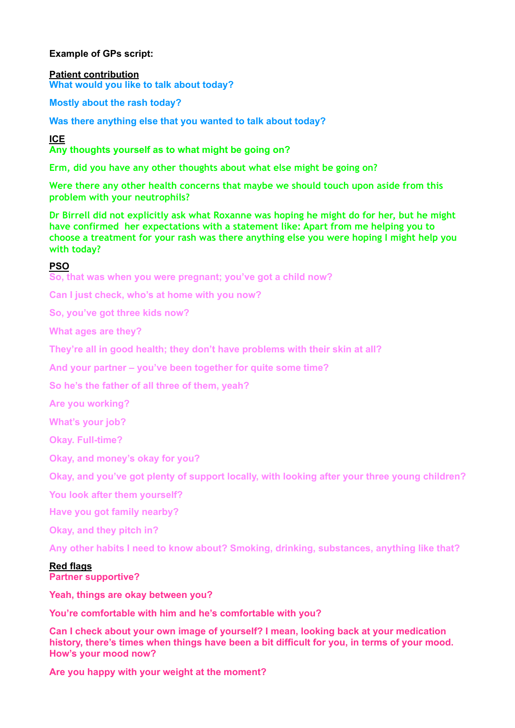**Example of GPs script:**

**Patient contribution**

**What would you like to talk about today?**

**Mostly about the rash today?**

**Was there anything else that you wanted to talk about today?**

**ICE**

**Any thoughts yourself as to what might be going on?**

**Erm, did you have any other thoughts about what else might be going on?**

**Were there any other health concerns that maybe we should touch upon aside from this problem with your neutrophils?**

**Dr Birrell did not explicitly ask what Roxanne was hoping he might do for her, but he might have confirmed her expectations with a statement like: Apart from me helping you to choose a treatment for your rash was there anything else you were hoping I might help you with today?**

**PSO**

**So, that was when you were pregnant; you've got a child now?**

**Can I just check, who's at home with you now?**

**So, you've got three kids now?**

**What ages are they?**

**They're all in good health; they don't have problems with their skin at all?**

**And your partner – you've been together for quite some time?**

**So he's the father of all three of them, yeah?**

**Are you working?**

**What's your job?**

**Okay. Full-time?**

**Okay, and money's okay for you?**

**Okay, and you've got plenty of support locally, with looking after your three young children?**

**You look after them yourself?**

**Have you got family nearby?**

**Okay, and they pitch in?**

**Any other habits I need to know about? Smoking, drinking, substances, anything like that?**

**Red flags**

**Partner supportive?**

**Yeah, things are okay between you?**

**You're comfortable with him and he's comfortable with you?**

**Can I check about your own image of yourself? I mean, looking back at your medication history, there's times when things have been a bit difficult for you, in terms of your mood. How's your mood now?**

**Are you happy with your weight at the moment?**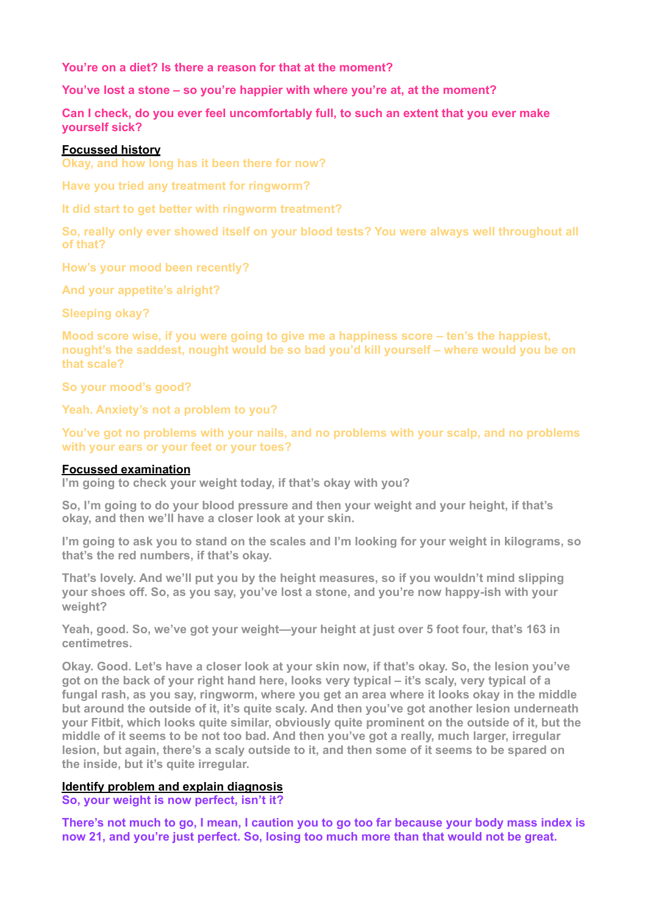**You're on a diet? Is there a reason for that at the moment?**

**You've lost a stone – so you're happier with where you're at, at the moment?**

**Can I check, do you ever feel uncomfortably full, to such an extent that you ever make yourself sick?**

**Focussed history**

**Okay, and how long has it been there for now?**

**Have you tried any treatment for ringworm?**

**It did start to get better with ringworm treatment?**

**So, really only ever showed itself on your blood tests? You were always well throughout all of that?**

**How's your mood been recently?**

**And your appetite's alright?**

**Sleeping okay?**

**Mood score wise, if you were going to give me a happiness score – ten's the happiest, nought's the saddest, nought would be so bad you'd kill yourself – where would you be on that scale?**

**So your mood's good?**

**Yeah. Anxiety's not a problem to you?**

**You've got no problems with your nails, and no problems with your scalp, and no problems with your ears or your feet or your toes?**

**Focussed examination**

**I'm going to check your weight today, if that's okay with you?**

**So, I'm going to do your blood pressure and then your weight and your height, if that's okay, and then we'll have a closer look at your skin.**

**I'm going to ask you to stand on the scales and I'm looking for your weight in kilograms, so that's the red numbers, if that's okay.**

**That's lovely. And we'll put you by the height measures, so if you wouldn't mind slipping your shoes off. So, as you say, you've lost a stone, and you're now happy-ish with your weight?**

**Yeah, good. So, we've got your weight—your height at just over 5 foot four, that's 163 in centimetres.**

**Okay. Good. Let's have a closer look at your skin now, if that's okay. So, the lesion you've got on the back of your right hand here, looks very typical – it's scaly, very typical of a fungal rash, as you say, ringworm, where you get an area where it looks okay in the middle but around the outside of it, it's quite scaly. And then you've got another lesion underneath your Fitbit, which looks quite similar, obviously quite prominent on the outside of it, but the middle of it seems to be not too bad. And then you've got a really, much larger, irregular lesion, but again, there's a scaly outside to it, and then some of it seems to be spared on the inside, but it's quite irregular.**

**Identify problem and explain diagnosis**

**So, your weight is now perfect, isn't it?**

**There's not much to go, I mean, I caution you to go too far because your body mass index is now 21, and you're just perfect. So, losing too much more than that would not be great.**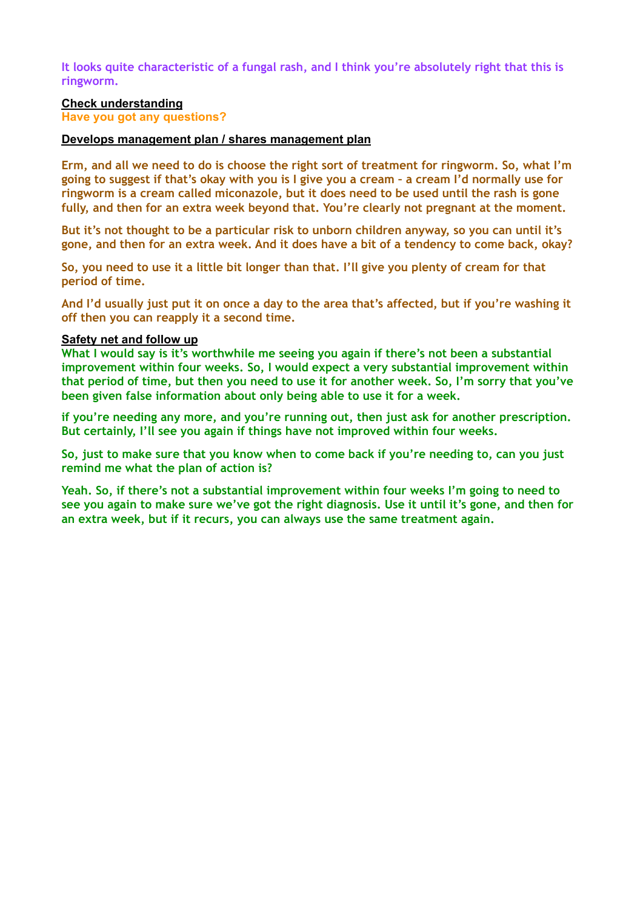It looks quite characteristic of a fungal rash, and I think you're absolutely right that this is ringworm.

**Check understanding**

Have you got any questions?

**Develops management plan / shares management plan**

Erm, and all we need to do is choose the right sort of treatment for ringworm. So, what I'm going to suggest if that's okay with you is I give you a cream – a cream I'd normally use for ringworm is a cream called miconazole, but it does need to be used until the rash is gone fully, and then for an extra week beyond that. You're clearly not pregnant at the moment.

But it's not thought to be a particular risk to unborn children anyway, so you can until it's gone, and then for an extra week. And it does have a bit of a tendency to come back, okay?

So, you need to use it a little bit longer than that. I'll give you plenty of cream for that period of time.

And I'd usually just put it on once a day to the area that's affected, but if you're washing it off then you can reapply it a second time.

**Safety net and follow up**

What I would say is it's worthwhile me seeing you again if there's not been a substantial improvement within four weeks. So, I would expect a very substantial improvement within that period of time, but then you need to use it for another week. So, I'm sorry that you've been given false information about only being able to use it for a week.

if you're needing any more, and you're running out, then just ask for another prescription. But certainly, I'll see you again if things have not improved within four weeks.

So, just to make sure that you know when to come back if you're needing to, can you just remind me what the plan of action is?

Yeah. So, if there's not a substantial improvement within four weeks I'm going to need to see you again to make sure we've got the right diagnosis. Use it until it's gone, and then for an extra week, but if it recurs, you can always use the same treatment again.